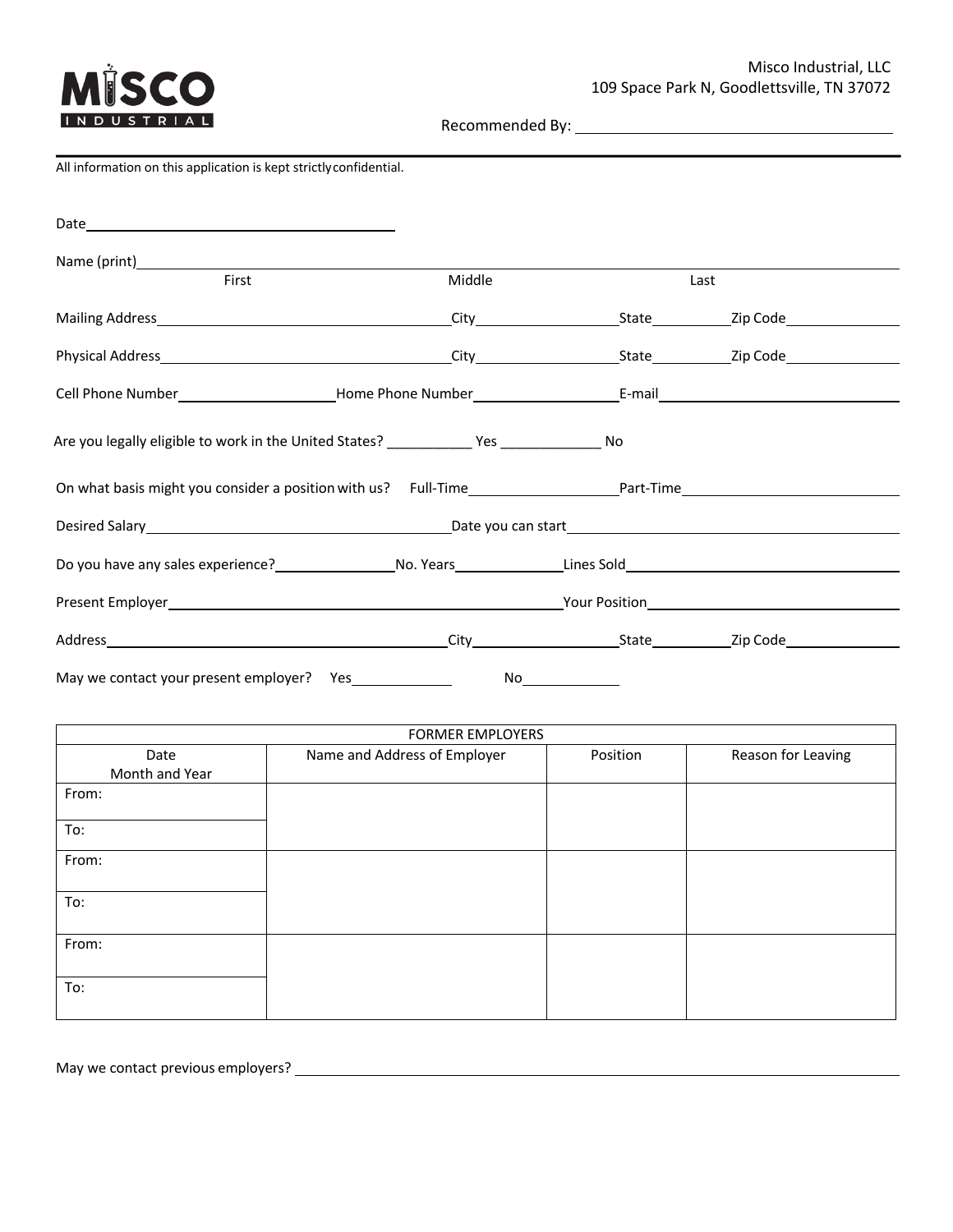MISCO INDUSTRIAL

Misco Industrial, LLC
109 Space Park N, Goodlettsville, TN 37072

Recommended By: ______________________________

---

All information on this application is kept strictly confidential.

Date ______________________________

Name (print) ______________________________________________________________
First Middle Last

Mailing Address ______________________ City ______________ State ________ Zip Code ____________

Physical Address ______________________ City ______________ State ________ Zip Code ____________

Cell Phone Number ________________ Home Phone Number ________________ E-mail ______________________

Are you legally eligible to work in the United States? __________ Yes ____________ No

On what basis might you consider a position with us? Full-Time ________________ Part-Time ____________________

Desired Salary ______________________________ Date you can start ______________________________

Do you have any sales experience? ____________ No. Years ____________ Lines Sold ________________________

Present Employer ______________________________________ Your Position ________________________

Address ______________________________ City ______________ State ________ Zip Code ____________

May we contact your present employer? Yes ___________ No ___________

| FORMER EMPLOYERS | | | |
|---|---|---|---|
| Date Month and Year | Name and Address of Employer | Position | Reason for Leaving |
| From: | | | |
| To: | | | |
| From: | | | |
| To: | | | |
| From: | | | |
| To: | | | |

May we contact previous employers? ____________________________________________________________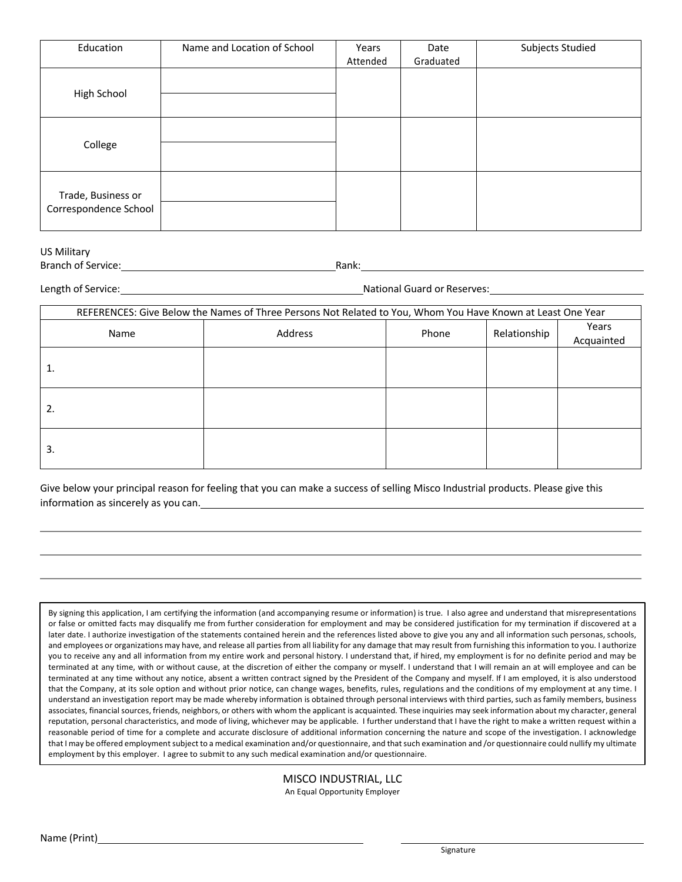| Education | Name and Location of School | Years Attended | Date Graduated | Subjects Studied |
|---|---|---|---|---|
| High School | | | | |
| College | | | | |
| Trade, Business or Correspondence School | | | | |

US Military

Branch of Service: _______________ Rank: _______________

Length of Service: _______________ National Guard or Reserves: _______________

| REFERENCES: Give Below the Names of Three Persons Not Related to You, Whom You Have Known at Least One Year | | | | |
|---|---|---|---|---|
| Name | Address | Phone | Relationship | Years Acquainted |
| 1. | | | | |
| 2. | | | | |
| 3. | | | | |

Give below your principal reason for feeling that you can make a success of selling Misco Industrial products. Please give this information as sincerely as you can. _______________

By signing this application, I am certifying the information (and accompanying resume or information) is true. I also agree and understand that misrepresentations or false or omitted facts may disqualify me from further consideration for employment and may be considered justification for my termination if discovered at a later date. I authorize investigation of the statements contained herein and the references listed above to give you any and all information such personas, schools, and employees or organizations may have, and release all parties from all liability for any damage that may result from furnishing this information to you. I authorize you to receive any and all information from my entire work and personal history. I understand that, if hired, my employment is for no definite period and may be terminated at any time, with or without cause, at the discretion of either the company or myself. I understand that I will remain an at will employee and can be terminated at any time without any notice, absent a written contract signed by the President of the Company and myself. If I am employed, it is also understood that the Company, at its sole option and without prior notice, can change wages, benefits, rules, regulations and the conditions of my employment at any time. I understand an investigation report may be made whereby information is obtained through personal interviews with third parties, such as family members, business associates, financial sources, friends, neighbors, or others with whom the applicant is acquainted. These inquiries may seek information about my character, general reputation, personal characteristics, and mode of living, whichever may be applicable. I further understand that I have the right to make a written request within a reasonable period of time for a complete and accurate disclosure of additional information concerning the nature and scope of the investigation. I acknowledge that I may be offered employment subject to a medical examination and/or questionnaire, and that such examination and /or questionnaire could nullify my ultimate employment by this employer. I agree to submit to any such medical examination and/or questionnaire.

MISCO INDUSTRIAL, LLC

An Equal Opportunity Employer

Name (Print) _______________ _______________

Signature